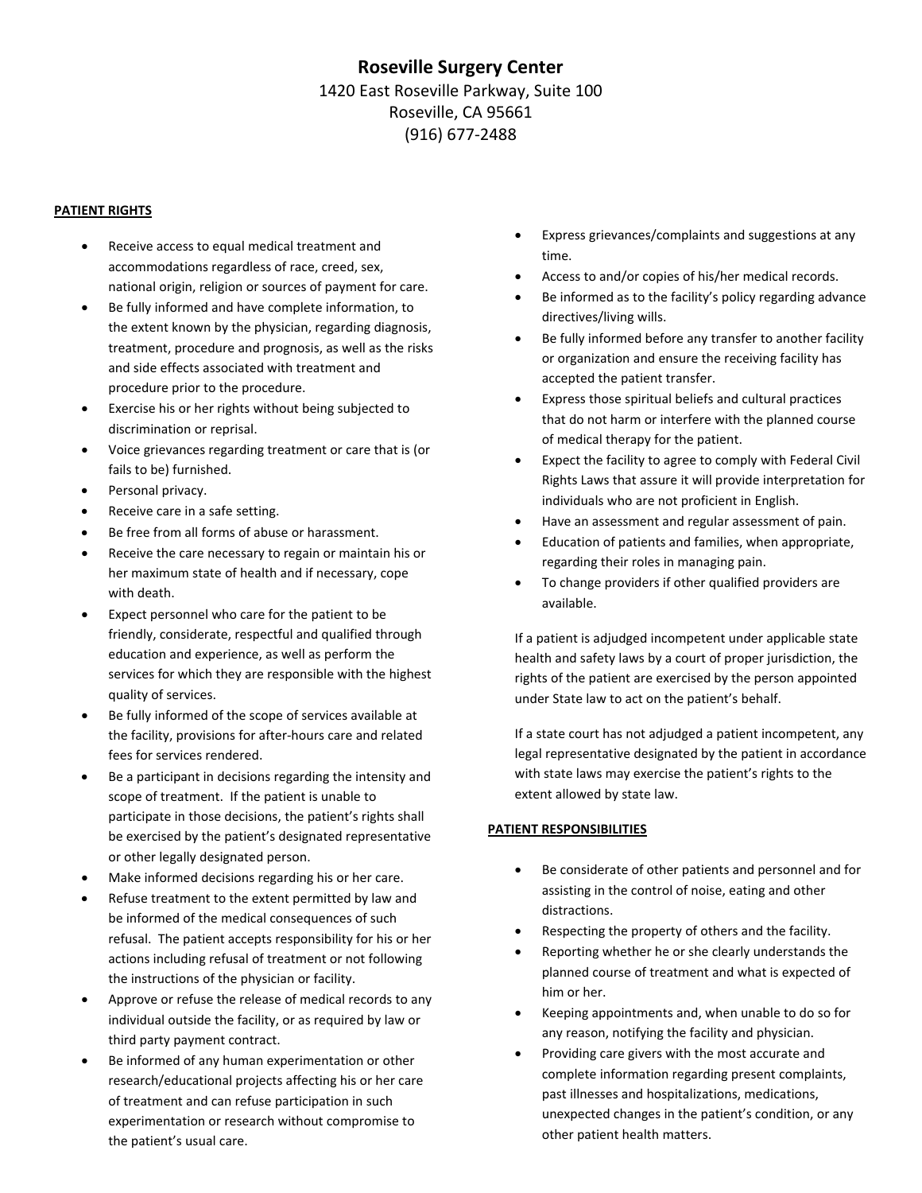# Roseville Surgery Center

1420 East Roseville Parkway, Suite 100
Roseville, CA 95661
(916) 677-2488

## PATIENT RIGHTS

- Receive access to equal medical treatment and accommodations regardless of race, creed, sex, national origin, religion or sources of payment for care.
- Be fully informed and have complete information, to the extent known by the physician, regarding diagnosis, treatment, procedure and prognosis, as well as the risks and side effects associated with treatment and procedure prior to the procedure.
- Exercise his or her rights without being subjected to discrimination or reprisal.
- Voice grievances regarding treatment or care that is (or fails to be) furnished.
- Personal privacy.
- Receive care in a safe setting.
- Be free from all forms of abuse or harassment.
- Receive the care necessary to regain or maintain his or her maximum state of health and if necessary, cope with death.
- Expect personnel who care for the patient to be friendly, considerate, respectful and qualified through education and experience, as well as perform the services for which they are responsible with the highest quality of services.
- Be fully informed of the scope of services available at the facility, provisions for after-hours care and related fees for services rendered.
- Be a participant in decisions regarding the intensity and scope of treatment. If the patient is unable to participate in those decisions, the patient's rights shall be exercised by the patient's designated representative or other legally designated person.
- Make informed decisions regarding his or her care.
- Refuse treatment to the extent permitted by law and be informed of the medical consequences of such refusal. The patient accepts responsibility for his or her actions including refusal of treatment or not following the instructions of the physician or facility.
- Approve or refuse the release of medical records to any individual outside the facility, or as required by law or third party payment contract.
- Be informed of any human experimentation or other research/educational projects affecting his or her care of treatment and can refuse participation in such experimentation or research without compromise to the patient's usual care.
- Express grievances/complaints and suggestions at any time.
- Access to and/or copies of his/her medical records.
- Be informed as to the facility's policy regarding advance directives/living wills.
- Be fully informed before any transfer to another facility or organization and ensure the receiving facility has accepted the patient transfer.
- Express those spiritual beliefs and cultural practices that do not harm or interfere with the planned course of medical therapy for the patient.
- Expect the facility to agree to comply with Federal Civil Rights Laws that assure it will provide interpretation for individuals who are not proficient in English.
- Have an assessment and regular assessment of pain.
- Education of patients and families, when appropriate, regarding their roles in managing pain.
- To change providers if other qualified providers are available.

If a patient is adjudged incompetent under applicable state health and safety laws by a court of proper jurisdiction, the rights of the patient are exercised by the person appointed under State law to act on the patient's behalf.

If a state court has not adjudged a patient incompetent, any legal representative designated by the patient in accordance with state laws may exercise the patient's rights to the extent allowed by state law.

## PATIENT RESPONSIBILITIES

- Be considerate of other patients and personnel and for assisting in the control of noise, eating and other distractions.
- Respecting the property of others and the facility.
- Reporting whether he or she clearly understands the planned course of treatment and what is expected of him or her.
- Keeping appointments and, when unable to do so for any reason, notifying the facility and physician.
- Providing care givers with the most accurate and complete information regarding present complaints, past illnesses and hospitalizations, medications, unexpected changes in the patient's condition, or any other patient health matters.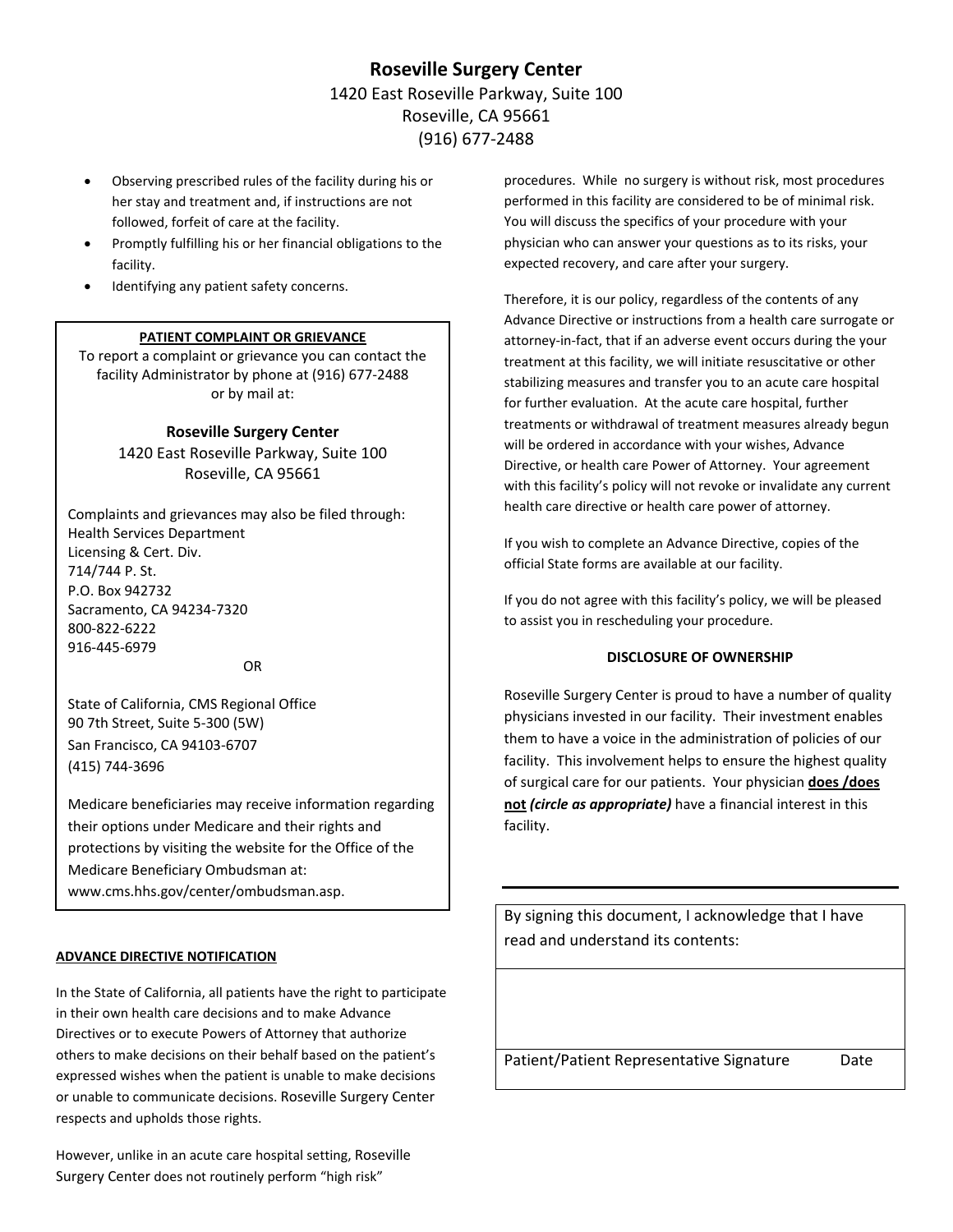# Roseville Surgery Center

1420 East Roseville Parkway, Suite 100
Roseville, CA 95661
(916) 677-2488

- Observing prescribed rules of the facility during his or her stay and treatment and, if instructions are not followed, forfeit of care at the facility.
- Promptly fulfilling his or her financial obligations to the facility.
- Identifying any patient safety concerns.

**PATIENT COMPLAINT OR GRIEVANCE**

To report a complaint or grievance you can contact the facility Administrator by phone at (916) 677-2488 or by mail at:

**Roseville Surgery Center**
1420 East Roseville Parkway, Suite 100
Roseville, CA 95661

Complaints and grievances may also be filed through:
Health Services Department
Licensing & Cert. Div.
714/744 P. St.
P.O. Box 942732
Sacramento, CA 94234-7320
800-822-6222
916-445-6979

OR

State of California, CMS Regional Office
90 7th Street, Suite 5-300 (5W)
San Francisco, CA 94103-6707
(415) 744-3696

Medicare beneficiaries may receive information regarding their options under Medicare and their rights and protections by visiting the website for the Office of the Medicare Beneficiary Ombudsman at: www.cms.hhs.gov/center/ombudsman.asp.

**ADVANCE DIRECTIVE NOTIFICATION**

In the State of California, all patients have the right to participate in their own health care decisions and to make Advance Directives or to execute Powers of Attorney that authorize others to make decisions on their behalf based on the patient's expressed wishes when the patient is unable to make decisions or unable to communicate decisions. Roseville Surgery Center respects and upholds those rights.

However, unlike in an acute care hospital setting, Roseville Surgery Center does not routinely perform "high risk" procedures. While no surgery is without risk, most procedures performed in this facility are considered to be of minimal risk. You will discuss the specifics of your procedure with your physician who can answer your questions as to its risks, your expected recovery, and care after your surgery.

Therefore, it is our policy, regardless of the contents of any Advance Directive or instructions from a health care surrogate or attorney-in-fact, that if an adverse event occurs during the your treatment at this facility, we will initiate resuscitative or other stabilizing measures and transfer you to an acute care hospital for further evaluation. At the acute care hospital, further treatments or withdrawal of treatment measures already begun will be ordered in accordance with your wishes, Advance Directive, or health care Power of Attorney. Your agreement with this facility's policy will not revoke or invalidate any current health care directive or health care power of attorney.

If you wish to complete an Advance Directive, copies of the official State forms are available at our facility.

If you do not agree with this facility's policy, we will be pleased to assist you in rescheduling your procedure.

**DISCLOSURE OF OWNERSHIP**

Roseville Surgery Center is proud to have a number of quality physicians invested in our facility. Their investment enables them to have a voice in the administration of policies of our facility. This involvement helps to ensure the highest quality of surgical care for our patients. Your physician **does /does not** ***(circle as appropriate)*** have a financial interest in this facility.

By signing this document, I acknowledge that I have read and understand its contents:

Patient/Patient Representative Signature Date